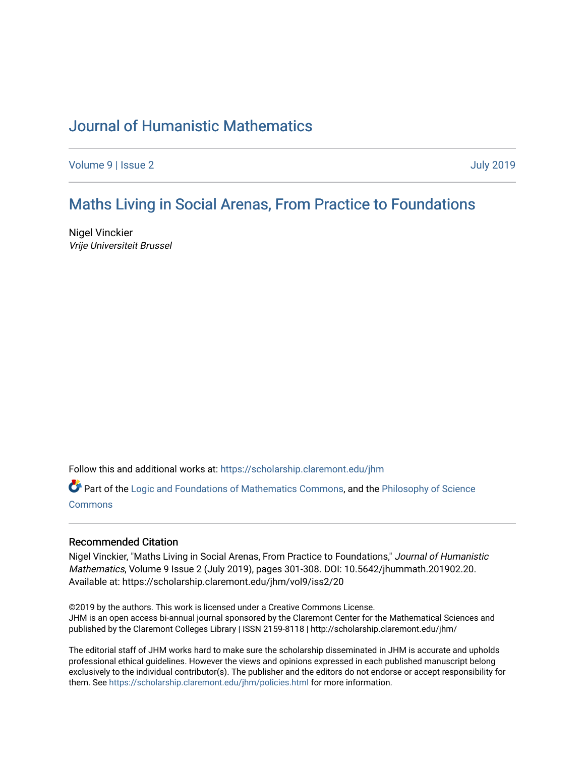# Journal of Humanistic Mathematics

Volume 9 | Issue 2 July 2019

## Maths Living in Social Arenas, From Practice to Foundations

Nigel Vinckier
*Vrije Universiteit Brussel*

Follow this and additional works at: https://scholarship.claremont.edu/jhm

Part of the Logic and Foundations of Mathematics Commons, and the Philosophy of Science Commons

### Recommended Citation

Nigel Vinckier, "Maths Living in Social Arenas, From Practice to Foundations," *Journal of Humanistic Mathematics*, Volume 9 Issue 2 (July 2019), pages 301-308. DOI: 10.5642/jhummath.201902.20. Available at: https://scholarship.claremont.edu/jhm/vol9/iss2/20

©2019 by the authors. This work is licensed under a Creative Commons License.
JHM is an open access bi-annual journal sponsored by the Claremont Center for the Mathematical Sciences and published by the Claremont Colleges Library | ISSN 2159-8118 | http://scholarship.claremont.edu/jhm/

The editorial staff of JHM works hard to make sure the scholarship disseminated in JHM is accurate and upholds professional ethical guidelines. However the views and opinions expressed in each published manuscript belong exclusively to the individual contributor(s). The publisher and the editors do not endorse or accept responsibility for them. See https://scholarship.claremont.edu/jhm/policies.html for more information.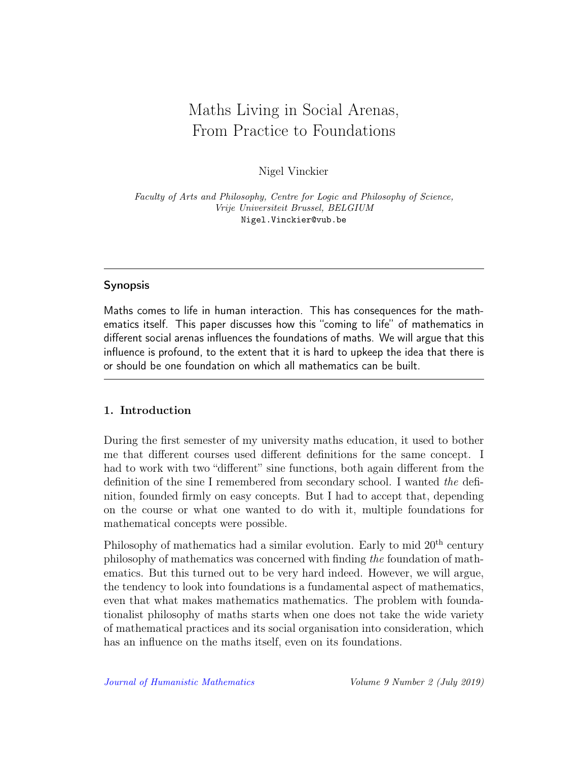# Maths Living in Social Arenas, From Practice to Foundations

Nigel Vinckier

*Faculty of Arts and Philosophy, Centre for Logic and Philosophy of Science, Vrije Universiteit Brussel, BELGIUM*
Nigel.Vinckier@vub.be

## Synopsis

Maths comes to life in human interaction. This has consequences for the mathematics itself. This paper discusses how this "coming to life" of mathematics in different social arenas influences the foundations of maths. We will argue that this influence is profound, to the extent that it is hard to upkeep the idea that there is or should be one foundation on which all mathematics can be built.

## 1. Introduction

During the first semester of my university maths education, it used to bother me that different courses used different definitions for the same concept. I had to work with two "different" sine functions, both again different from the definition of the sine I remembered from secondary school. I wanted *the* definition, founded firmly on easy concepts. But I had to accept that, depending on the course or what one wanted to do with it, multiple foundations for mathematical concepts were possible.

Philosophy of mathematics had a similar evolution. Early to mid 20$^{\text{th}}$ century philosophy of mathematics was concerned with finding *the* foundation of mathematics. But this turned out to be very hard indeed. However, we will argue, the tendency to look into foundations is a fundamental aspect of mathematics, even that what makes mathematics mathematics. The problem with foundationalist philosophy of maths starts when one does not take the wide variety of mathematical practices and its social organisation into consideration, which has an influence on the maths itself, even on its foundations.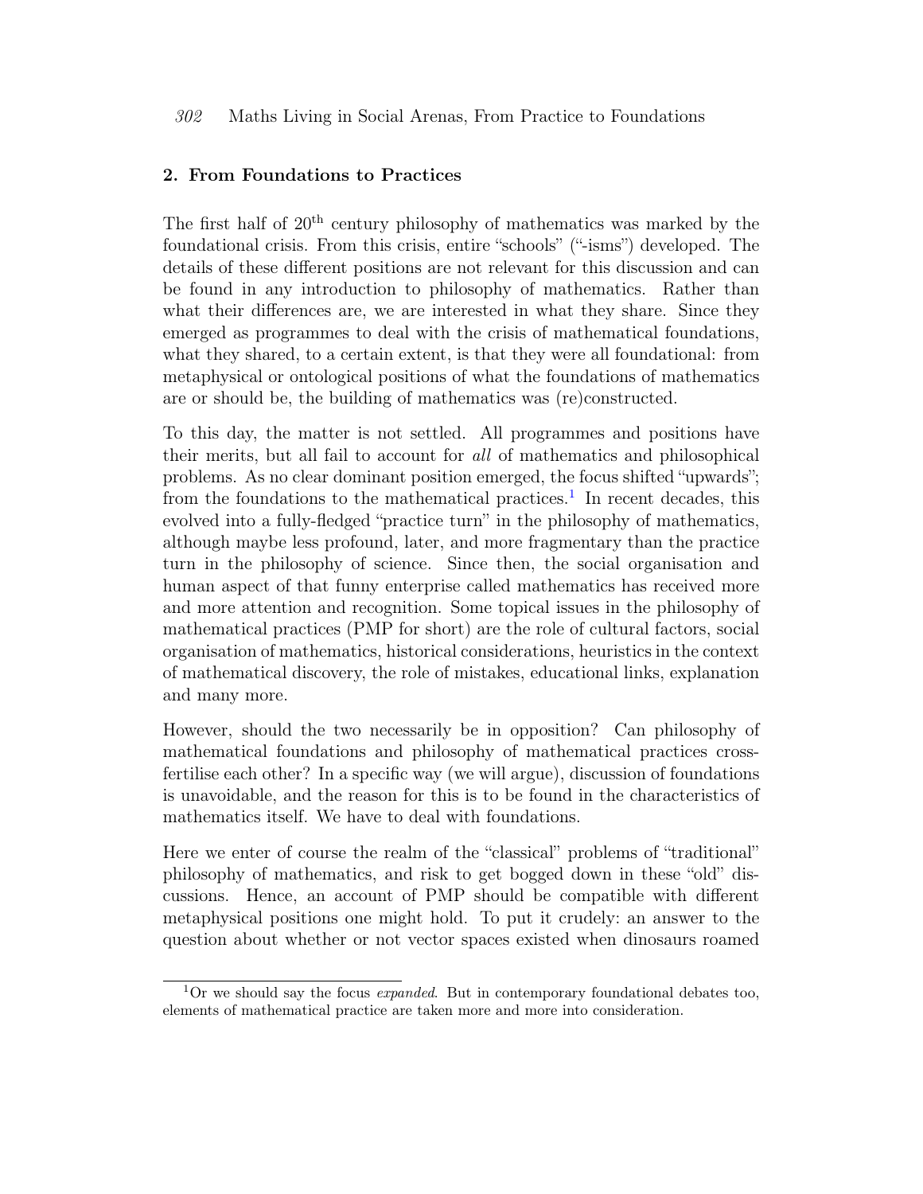## 2. From Foundations to Practices

The first half of $20^{\text{th}}$ century philosophy of mathematics was marked by the foundational crisis. From this crisis, entire "schools" ("-isms") developed. The details of these different positions are not relevant for this discussion and can be found in any introduction to philosophy of mathematics. Rather than what their differences are, we are interested in what they share. Since they emerged as programmes to deal with the crisis of mathematical foundations, what they shared, to a certain extent, is that they were all foundational: from metaphysical or ontological positions of what the foundations of mathematics are or should be, the building of mathematics was (re)constructed.

To this day, the matter is not settled. All programmes and positions have their merits, but all fail to account for *all* of mathematics and philosophical problems. As no clear dominant position emerged, the focus shifted "upwards"; from the foundations to the mathematical practices.[1] In recent decades, this evolved into a fully-fledged "practice turn" in the philosophy of mathematics, although maybe less profound, later, and more fragmentary than the practice turn in the philosophy of science. Since then, the social organisation and human aspect of that funny enterprise called mathematics has received more and more attention and recognition. Some topical issues in the philosophy of mathematical practices (PMP for short) are the role of cultural factors, social organisation of mathematics, historical considerations, heuristics in the context of mathematical discovery, the role of mistakes, educational links, explanation and many more.

However, should the two necessarily be in opposition? Can philosophy of mathematical foundations and philosophy of mathematical practices cross-fertilise each other? In a specific way (we will argue), discussion of foundations is unavoidable, and the reason for this is to be found in the characteristics of mathematics itself. We have to deal with foundations.

Here we enter of course the realm of the "classical" problems of "traditional" philosophy of mathematics, and risk to get bogged down in these "old" discussions. Hence, an account of PMP should be compatible with different metaphysical positions one might hold. To put it crudely: an answer to the question about whether or not vector spaces existed when dinosaurs roamed

[1] Or we should say the focus *expanded*. But in contemporary foundational debates too, elements of mathematical practice are taken more and more into consideration.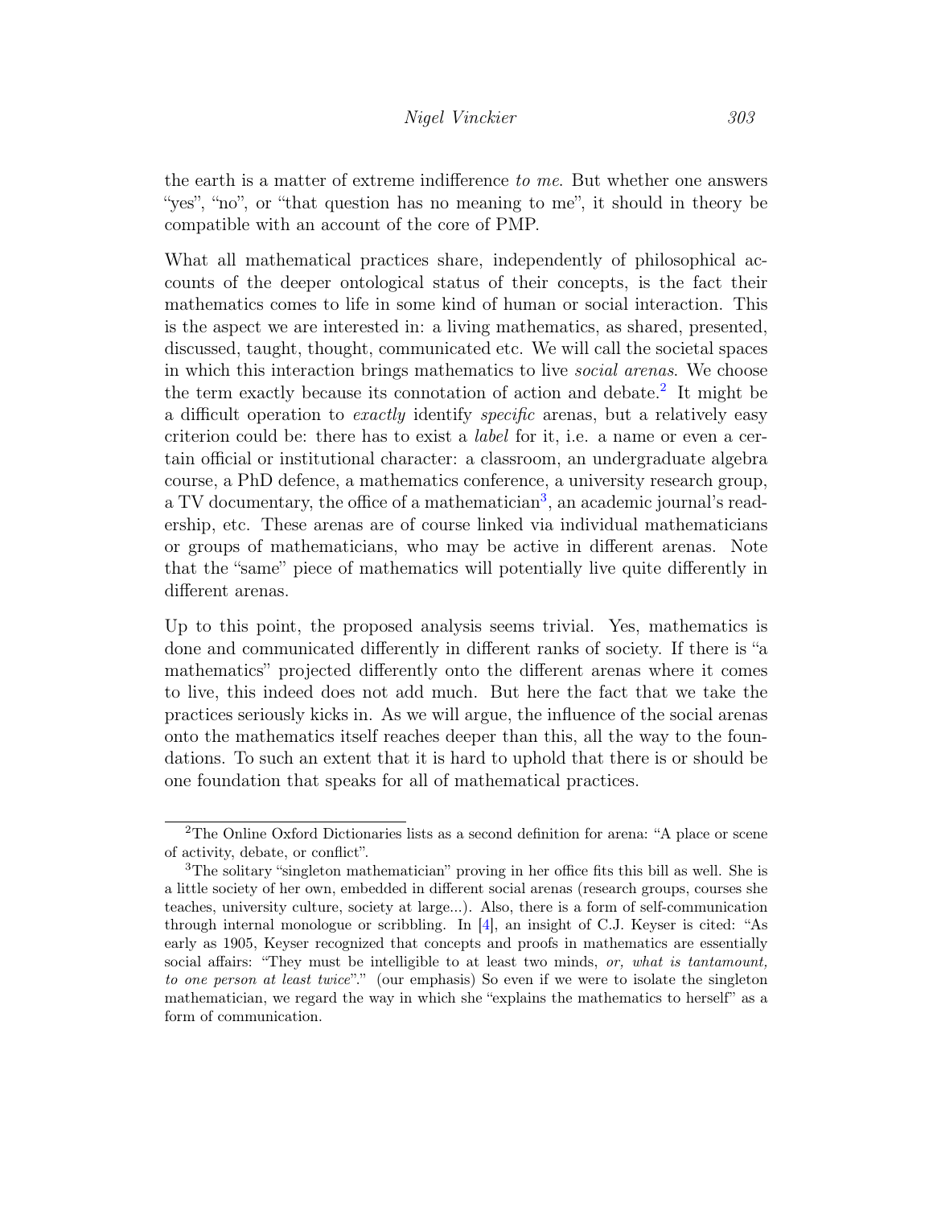the earth is a matter of extreme indifference *to me*. But whether one answers "yes", "no", or "that question has no meaning to me", it should in theory be compatible with an account of the core of PMP.

What all mathematical practices share, independently of philosophical accounts of the deeper ontological status of their concepts, is the fact their mathematics comes to life in some kind of human or social interaction. This is the aspect we are interested in: a living mathematics, as shared, presented, discussed, taught, thought, communicated etc. We will call the societal spaces in which this interaction brings mathematics to live *social arenas*. We choose the term exactly because its connotation of action and debate.[2] It might be a difficult operation to *exactly* identify *specific* arenas, but a relatively easy criterion could be: there has to exist a *label* for it, i.e. a name or even a certain official or institutional character: a classroom, an undergraduate algebra course, a PhD defence, a mathematics conference, a university research group, a TV documentary, the office of a mathematician[3], an academic journal's readership, etc. These arenas are of course linked via individual mathematicians or groups of mathematicians, who may be active in different arenas. Note that the "same" piece of mathematics will potentially live quite differently in different arenas.

Up to this point, the proposed analysis seems trivial. Yes, mathematics is done and communicated differently in different ranks of society. If there is "a mathematics" projected differently onto the different arenas where it comes to live, this indeed does not add much. But here the fact that we take the practices seriously kicks in. As we will argue, the influence of the social arenas onto the mathematics itself reaches deeper than this, all the way to the foundations. To such an extent that it is hard to uphold that there is or should be one foundation that speaks for all of mathematical practices.

---

[2] The Online Oxford Dictionaries lists as a second definition for arena: "A place or scene of activity, debate, or conflict".

[3] The solitary "singleton mathematician" proving in her office fits this bill as well. She is a little society of her own, embedded in different social arenas (research groups, courses she teaches, university culture, society at large...). Also, there is a form of self-communication through internal monologue or scribbling. In [4], an insight of C.J. Keyser is cited: "As early as 1905, Keyser recognized that concepts and proofs in mathematics are essentially social affairs: "They must be intelligible to at least two minds, *or, what is tantamount, to one person at least twice*"." (our emphasis) So even if we were to isolate the singleton mathematician, we regard the way in which she "explains the mathematics to herself" as a form of communication.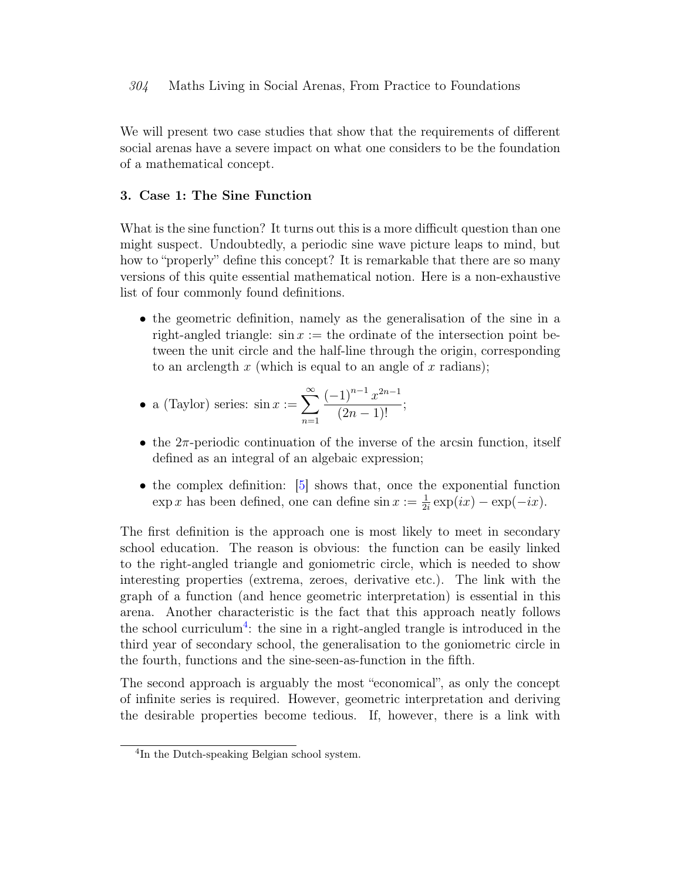We will present two case studies that show that the requirements of different social arenas have a severe impact on what one considers to be the foundation of a mathematical concept.

## 3. Case 1: The Sine Function

What is the sine function? It turns out this is a more difficult question than one might suspect. Undoubtedly, a periodic sine wave picture leaps to mind, but how to "properly" define this concept? It is remarkable that there are so many versions of this quite essential mathematical notion. Here is a non-exhaustive list of four commonly found definitions.

- the geometric definition, namely as the generalisation of the sine in a right-angled triangle: $\sin x :=$ the ordinate of the intersection point between the unit circle and the half-line through the origin, corresponding to an arclength $x$ (which is equal to an angle of $x$ radians);
- a (Taylor) series: $\sin x := \displaystyle\sum_{n=1}^{\infty} \frac{(-1)^{n-1}\, x^{2n-1}}{(2n-1)!}$;
- the $2\pi$-periodic continuation of the inverse of the arcsin function, itself defined as an integral of an algebaic expression;
- the complex definition: [5] shows that, once the exponential function $\exp x$ has been defined, one can define $\sin x := \frac{1}{2i} \exp(ix) - \exp(-ix)$.

The first definition is the approach one is most likely to meet in secondary school education. The reason is obvious: the function can be easily linked to the right-angled triangle and goniometric circle, which is needed to show interesting properties (extrema, zeroes, derivative etc.). The link with the graph of a function (and hence geometric interpretation) is essential in this arena. Another characteristic is the fact that this approach neatly follows the school curriculum[4]: the sine in a right-angled trangle is introduced in the third year of secondary school, the generalisation to the goniometric circle in the fourth, functions and the sine-seen-as-function in the fifth.

The second approach is arguably the most "economical", as only the concept of infinite series is required. However, geometric interpretation and deriving the desirable properties become tedious. If, however, there is a link with

[4] In the Dutch-speaking Belgian school system.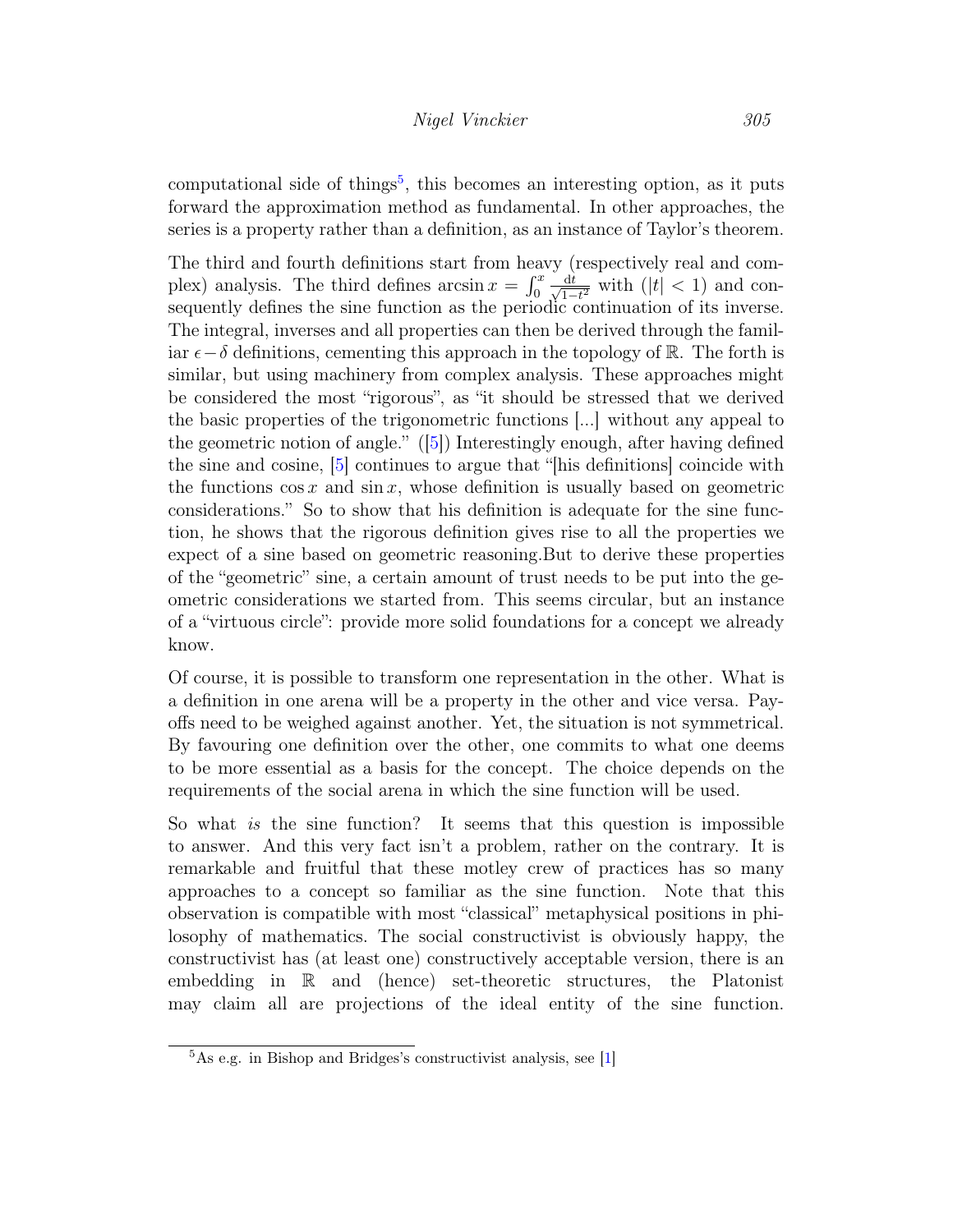computational side of things[5], this becomes an interesting option, as it puts forward the approximation method as fundamental. In other approaches, the series is a property rather than a definition, as an instance of Taylor's theorem.

The third and fourth definitions start from heavy (respectively real and complex) analysis. The third defines $\arcsin x = \int_0^x \frac{\mathrm{d}t}{\sqrt{1-t^2}}$ with ($|t| < 1$) and consequently defines the sine function as the periodic continuation of its inverse. The integral, inverses and all properties can then be derived through the familiar $\epsilon - \delta$ definitions, cementing this approach in the topology of $\mathbb{R}$. The forth is similar, but using machinery from complex analysis. These approaches might be considered the most "rigorous", as "it should be stressed that we derived the basic properties of the trigonometric functions [...] without any appeal to the geometric notion of angle." ([5]) Interestingly enough, after having defined the sine and cosine, [5] continues to argue that "[his definitions] coincide with the functions $\cos x$ and $\sin x$, whose definition is usually based on geometric considerations." So to show that his definition is adequate for the sine function, he shows that the rigorous definition gives rise to all the properties we expect of a sine based on geometric reasoning.But to derive these properties of the "geometric" sine, a certain amount of trust needs to be put into the geometric considerations we started from. This seems circular, but an instance of a "virtuous circle": provide more solid foundations for a concept we already know.

Of course, it is possible to transform one representation in the other. What is a definition in one arena will be a property in the other and vice versa. Payoffs need to be weighed against another. Yet, the situation is not symmetrical. By favouring one definition over the other, one commits to what one deems to be more essential as a basis for the concept. The choice depends on the requirements of the social arena in which the sine function will be used.

So what *is* the sine function? It seems that this question is impossible to answer. And this very fact isn't a problem, rather on the contrary. It is remarkable and fruitful that these motley crew of practices has so many approaches to a concept so familiar as the sine function. Note that this observation is compatible with most "classical" metaphysical positions in philosophy of mathematics. The social constructivist is obviously happy, the constructivist has (at least one) constructively acceptable version, there is an embedding in $\mathbb{R}$ and (hence) set-theoretic structures, the Platonist may claim all are projections of the ideal entity of the sine function.

[5] As e.g. in Bishop and Bridges's constructivist analysis, see [1]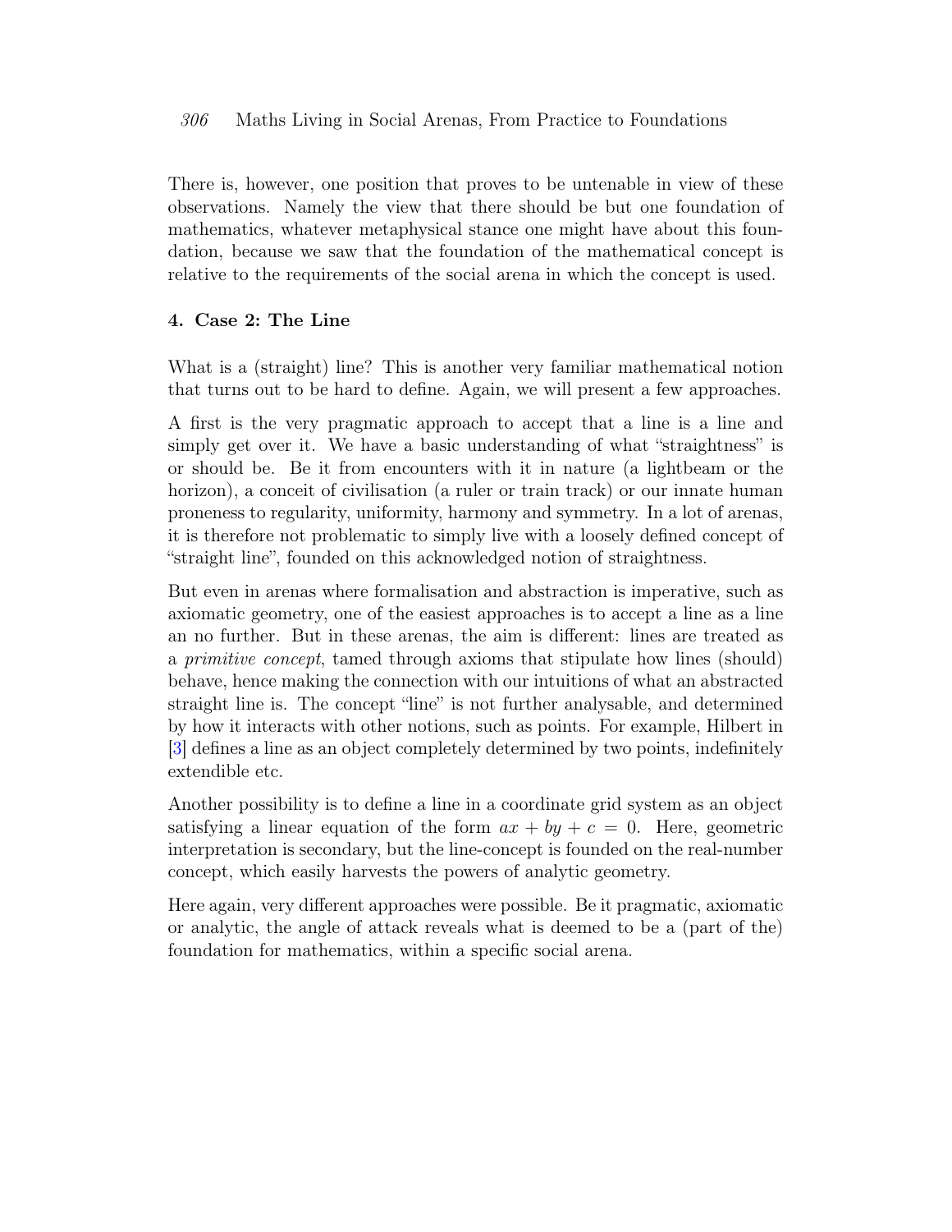There is, however, one position that proves to be untenable in view of these observations. Namely the view that there should be but one foundation of mathematics, whatever metaphysical stance one might have about this foundation, because we saw that the foundation of the mathematical concept is relative to the requirements of the social arena in which the concept is used.

## 4. Case 2: The Line

What is a (straight) line? This is another very familiar mathematical notion that turns out to be hard to define. Again, we will present a few approaches.

A first is the very pragmatic approach to accept that a line is a line and simply get over it. We have a basic understanding of what "straightness" is or should be. Be it from encounters with it in nature (a lightbeam or the horizon), a conceit of civilisation (a ruler or train track) or our innate human proneness to regularity, uniformity, harmony and symmetry. In a lot of arenas, it is therefore not problematic to simply live with a loosely defined concept of "straight line", founded on this acknowledged notion of straightness.

But even in arenas where formalisation and abstraction is imperative, such as axiomatic geometry, one of the easiest approaches is to accept a line as a line an no further. But in these arenas, the aim is different: lines are treated as a *primitive concept*, tamed through axioms that stipulate how lines (should) behave, hence making the connection with our intuitions of what an abstracted straight line is. The concept "line" is not further analysable, and determined by how it interacts with other notions, such as points. For example, Hilbert in [3] defines a line as an object completely determined by two points, indefinitely extendible etc.

Another possibility is to define a line in a coordinate grid system as an object satisfying a linear equation of the form $ax + by + c = 0$. Here, geometric interpretation is secondary, but the line-concept is founded on the real-number concept, which easily harvests the powers of analytic geometry.

Here again, very different approaches were possible. Be it pragmatic, axiomatic or analytic, the angle of attack reveals what is deemed to be a (part of the) foundation for mathematics, within a specific social arena.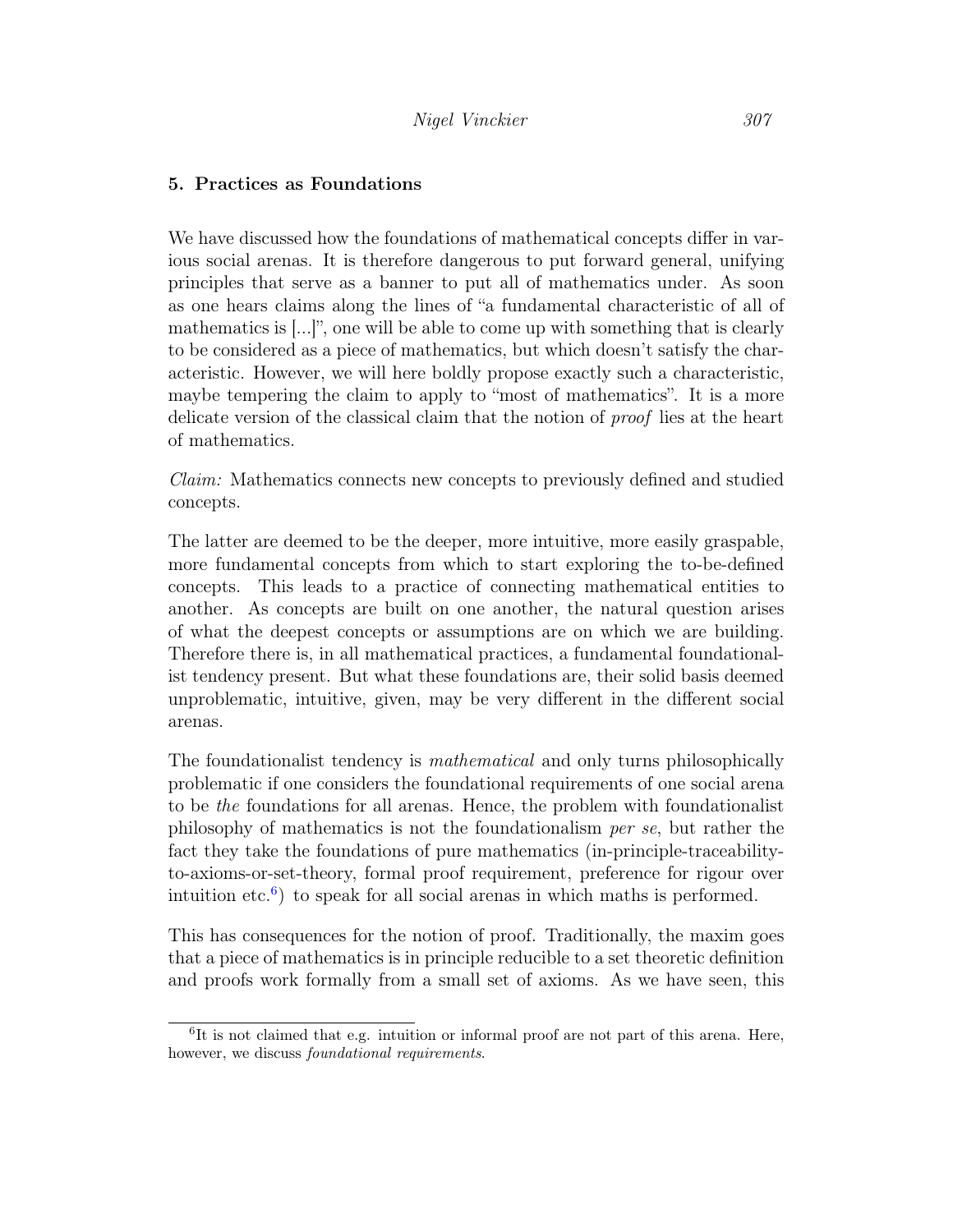## 5. Practices as Foundations

We have discussed how the foundations of mathematical concepts differ in various social arenas. It is therefore dangerous to put forward general, unifying principles that serve as a banner to put all of mathematics under. As soon as one hears claims along the lines of "a fundamental characteristic of all of mathematics is [...]", one will be able to come up with something that is clearly to be considered as a piece of mathematics, but which doesn't satisfy the characteristic. However, we will here boldly propose exactly such a characteristic, maybe tempering the claim to apply to "most of mathematics". It is a more delicate version of the classical claim that the notion of *proof* lies at the heart of mathematics.

*Claim:* Mathematics connects new concepts to previously defined and studied concepts.

The latter are deemed to be the deeper, more intuitive, more easily graspable, more fundamental concepts from which to start exploring the to-be-defined concepts. This leads to a practice of connecting mathematical entities to another. As concepts are built on one another, the natural question arises of what the deepest concepts or assumptions are on which we are building. Therefore there is, in all mathematical practices, a fundamental foundationalist tendency present. But what these foundations are, their solid basis deemed unproblematic, intuitive, given, may be very different in the different social arenas.

The foundationalist tendency is *mathematical* and only turns philosophically problematic if one considers the foundational requirements of one social arena to be *the* foundations for all arenas. Hence, the problem with foundationalist philosophy of mathematics is not the foundationalism *per se*, but rather the fact they take the foundations of pure mathematics (in-principle-traceability-to-axioms-or-set-theory, formal proof requirement, preference for rigour over intuition etc.[6]) to speak for all social arenas in which maths is performed.

This has consequences for the notion of proof. Traditionally, the maxim goes that a piece of mathematics is in principle reducible to a set theoretic definition and proofs work formally from a small set of axioms. As we have seen, this

[6] It is not claimed that e.g. intuition or informal proof are not part of this arena. Here, however, we discuss *foundational requirements*.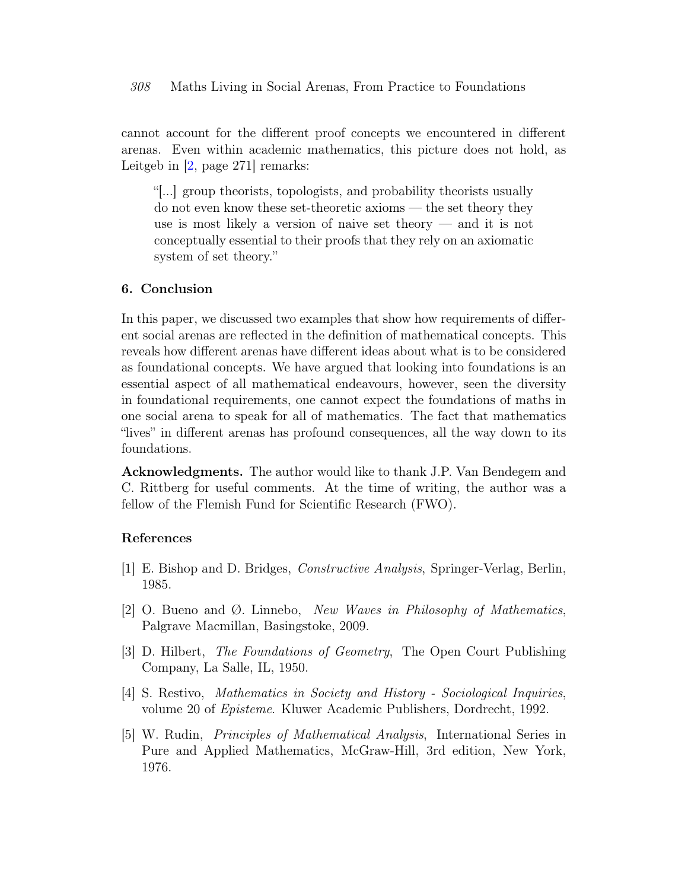cannot account for the different proof concepts we encountered in different arenas. Even within academic mathematics, this picture does not hold, as Leitgeb in [2, page 271] remarks:

> "[...] group theorists, topologists, and probability theorists usually do not even know these set-theoretic axioms — the set theory they use is most likely a version of naive set theory — and it is not conceptually essential to their proofs that they rely on an axiomatic system of set theory."

## 6. Conclusion

In this paper, we discussed two examples that show how requirements of different social arenas are reflected in the definition of mathematical concepts. This reveals how different arenas have different ideas about what is to be considered as foundational concepts. We have argued that looking into foundations is an essential aspect of all mathematical endeavours, however, seen the diversity in foundational requirements, one cannot expect the foundations of maths in one social arena to speak for all of mathematics. The fact that mathematics "lives" in different arenas has profound consequences, all the way down to its foundations.

**Acknowledgments.** The author would like to thank J.P. Van Bendegem and C. Rittberg for useful comments. At the time of writing, the author was a fellow of the Flemish Fund for Scientific Research (FWO).

## References

[1] E. Bishop and D. Bridges, *Constructive Analysis*, Springer-Verlag, Berlin, 1985.

[2] O. Bueno and Ø. Linnebo, *New Waves in Philosophy of Mathematics*, Palgrave Macmillan, Basingstoke, 2009.

[3] D. Hilbert, *The Foundations of Geometry*, The Open Court Publishing Company, La Salle, IL, 1950.

[4] S. Restivo, *Mathematics in Society and History - Sociological Inquiries*, volume 20 of *Episteme*. Kluwer Academic Publishers, Dordrecht, 1992.

[5] W. Rudin, *Principles of Mathematical Analysis*, International Series in Pure and Applied Mathematics, McGraw-Hill, 3rd edition, New York, 1976.